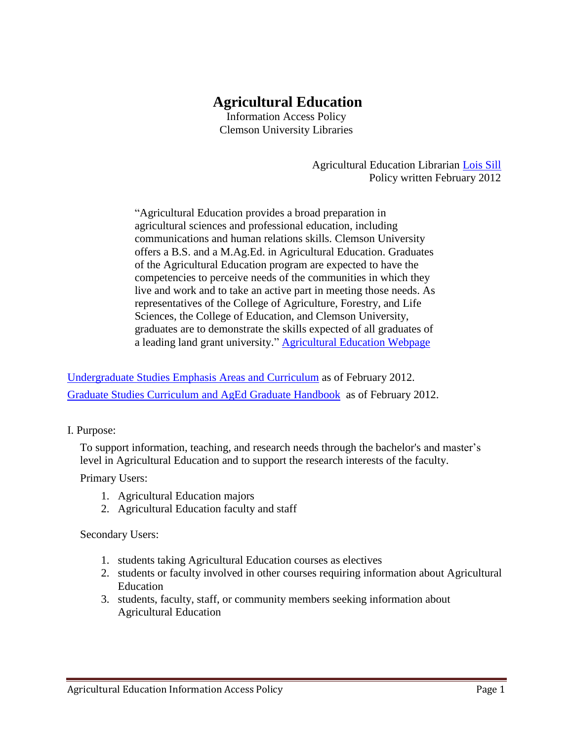# Agricultural Education

Information Access Policy
Clemson University Libraries

Agricultural Education Librarian Lois Sill
Policy written February 2012

> "Agricultural Education provides a broad preparation in agricultural sciences and professional education, including communications and human relations skills. Clemson University offers a B.S. and a M.Ag.Ed. in Agricultural Education. Graduates of the Agricultural Education program are expected to have the competencies to perceive needs of the communities in which they live and work and to take an active part in meeting those needs. As representatives of the College of Agriculture, Forestry, and Life Sciences, the College of Education, and Clemson University, graduates are to demonstrate the skills expected of all graduates of a leading land grant university." Agricultural Education Webpage

Undergraduate Studies Emphasis Areas and Curriculum as of February 2012.

Graduate Studies Curriculum and AgEd Graduate Handbook as of February 2012.

I. Purpose:

To support information, teaching, and research needs through the bachelor's and master's level in Agricultural Education and to support the research interests of the faculty.

Primary Users:

1. Agricultural Education majors
2. Agricultural Education faculty and staff

Secondary Users:

1. students taking Agricultural Education courses as electives
2. students or faculty involved in other courses requiring information about Agricultural Education
3. students, faculty, staff, or community members seeking information about Agricultural Education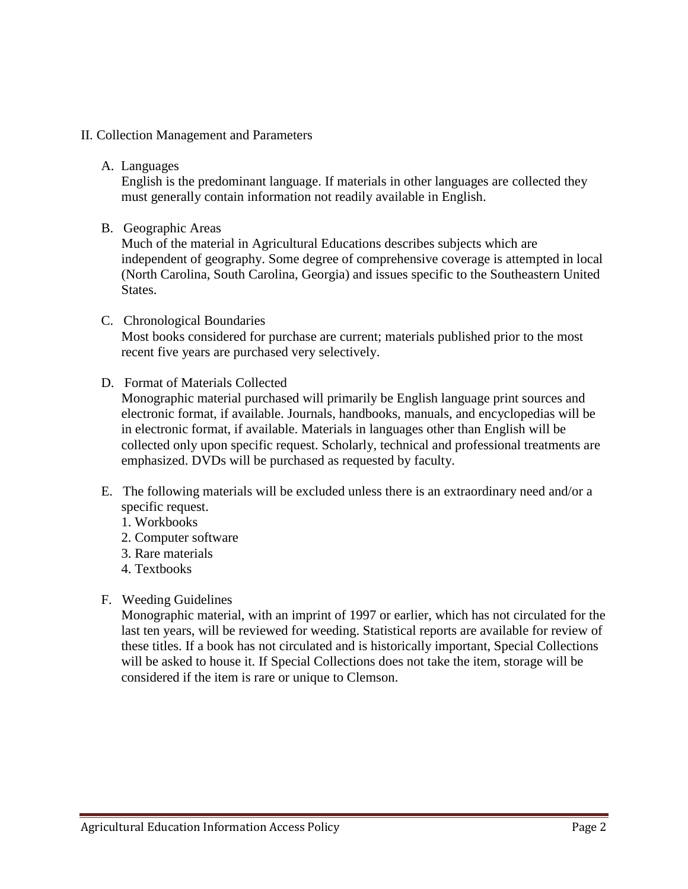## II. Collection Management and Parameters

### A. Languages

English is the predominant language. If materials in other languages are collected they must generally contain information not readily available in English.

### B. Geographic Areas

Much of the material in Agricultural Educations describes subjects which are independent of geography. Some degree of comprehensive coverage is attempted in local (North Carolina, South Carolina, Georgia) and issues specific to the Southeastern United States.

### C. Chronological Boundaries

Most books considered for purchase are current; materials published prior to the most recent five years are purchased very selectively.

### D. Format of Materials Collected

Monographic material purchased will primarily be English language print sources and electronic format, if available. Journals, handbooks, manuals, and encyclopedias will be in electronic format, if available. Materials in languages other than English will be collected only upon specific request. Scholarly, technical and professional treatments are emphasized. DVDs will be purchased as requested by faculty.

### E. The following materials will be excluded unless there is an extraordinary need and/or a specific request.

1. Workbooks
2. Computer software
3. Rare materials
4. Textbooks

### F. Weeding Guidelines

Monographic material, with an imprint of 1997 or earlier, which has not circulated for the last ten years, will be reviewed for weeding. Statistical reports are available for review of these titles. If a book has not circulated and is historically important, Special Collections will be asked to house it. If Special Collections does not take the item, storage will be considered if the item is rare or unique to Clemson.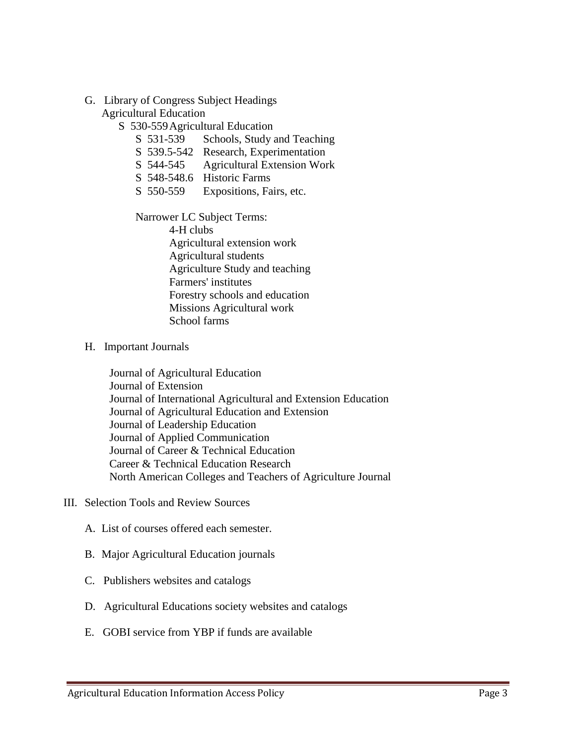G. Library of Congress Subject Headings

Agricultural Education

- S 530-559 Agricultural Education
  - S 531-539 Schools, Study and Teaching
  - S 539.5-542 Research, Experimentation
  - S 544-545 Agricultural Extension Work
  - S 548-548.6 Historic Farms
  - S 550-559 Expositions, Fairs, etc.

  Narrower LC Subject Terms:
  - 4-H clubs
  - Agricultural extension work
  - Agricultural students
  - Agriculture Study and teaching
  - Farmers' institutes
  - Forestry schools and education
  - Missions Agricultural work
  - School farms

H. Important Journals

- Journal of Agricultural Education
- Journal of Extension
- Journal of International Agricultural and Extension Education
- Journal of Agricultural Education and Extension
- Journal of Leadership Education
- Journal of Applied Communication
- Journal of Career & Technical Education
- Career & Technical Education Research
- North American Colleges and Teachers of Agriculture Journal

III. Selection Tools and Review Sources

A. List of courses offered each semester.

B. Major Agricultural Education journals

C. Publishers websites and catalogs

D. Agricultural Educations society websites and catalogs

E. GOBI service from YBP if funds are available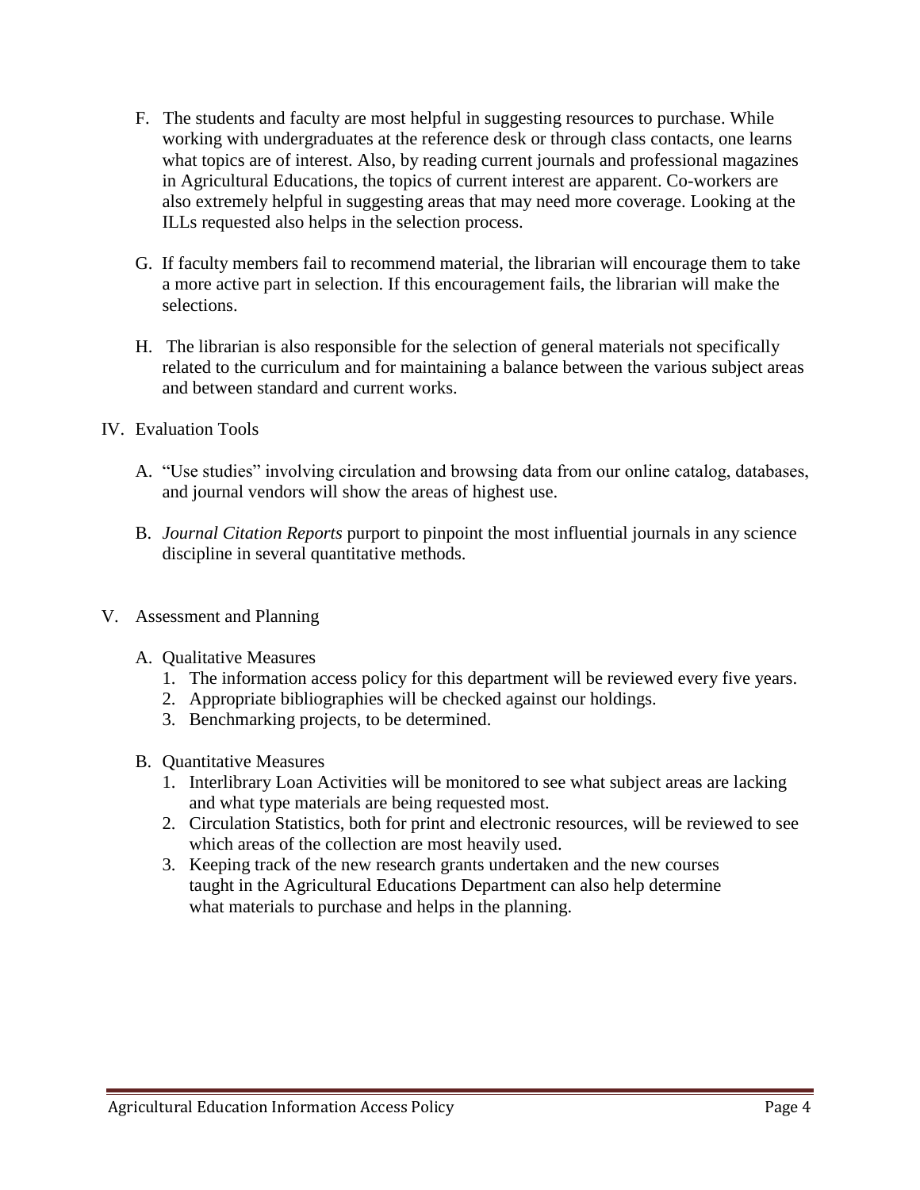F. The students and faculty are most helpful in suggesting resources to purchase. While working with undergraduates at the reference desk or through class contacts, one learns what topics are of interest. Also, by reading current journals and professional magazines in Agricultural Educations, the topics of current interest are apparent. Co-workers are also extremely helpful in suggesting areas that may need more coverage. Looking at the ILLs requested also helps in the selection process.

G. If faculty members fail to recommend material, the librarian will encourage them to take a more active part in selection. If this encouragement fails, the librarian will make the selections.

H. The librarian is also responsible for the selection of general materials not specifically related to the curriculum and for maintaining a balance between the various subject areas and between standard and current works.

IV. Evaluation Tools

A. "Use studies" involving circulation and browsing data from our online catalog, databases, and journal vendors will show the areas of highest use.

B. *Journal Citation Reports* purport to pinpoint the most influential journals in any science discipline in several quantitative methods.

V. Assessment and Planning

A. Qualitative Measures
1. The information access policy for this department will be reviewed every five years.
2. Appropriate bibliographies will be checked against our holdings.
3. Benchmarking projects, to be determined.

B. Quantitative Measures
1. Interlibrary Loan Activities will be monitored to see what subject areas are lacking and what type materials are being requested most.
2. Circulation Statistics, both for print and electronic resources, will be reviewed to see which areas of the collection are most heavily used.
3. Keeping track of the new research grants undertaken and the new courses taught in the Agricultural Educations Department can also help determine what materials to purchase and helps in the planning.